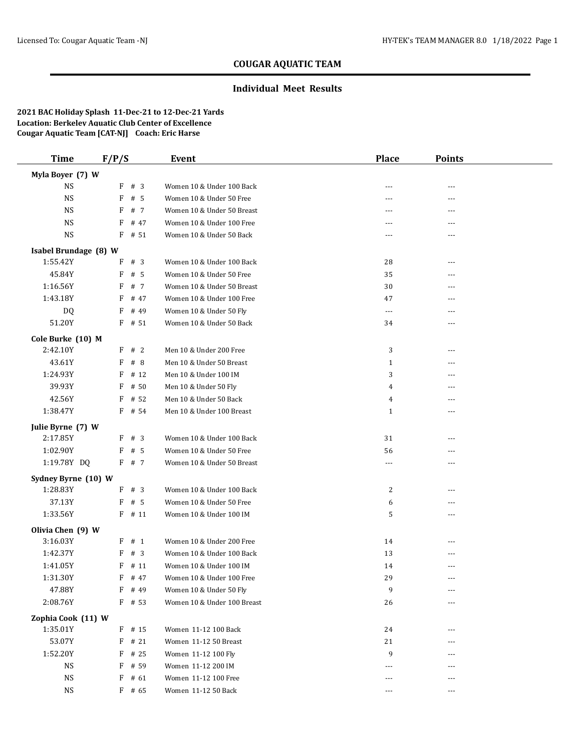## COUGAR AQUATIC TEAM

### Individual Meet Results

**2021 BAC Holiday Splash 11-Dec-21 to 12-Dec-21 Yards**
**Location: Berkeley Aquatic Club Center of Excellence**
**Cougar Aquatic Team [CAT-NJ] Coach: Eric Harse**

| Time | F/P/S | Event | Place | Points |
|---|---|---|---|---|
| **Myla Boyer (7) W** | | | | |
| NS | F # 3 | Women 10 & Under 100 Back | --- | --- |
| NS | F # 5 | Women 10 & Under 50 Free | --- | --- |
| NS | F # 7 | Women 10 & Under 50 Breast | --- | --- |
| NS | F # 47 | Women 10 & Under 100 Free | --- | --- |
| NS | F # 51 | Women 10 & Under 50 Back | --- | --- |
| **Isabel Brundage (8) W** | | | | |
| 1:55.42Y | F # 3 | Women 10 & Under 100 Back | 28 | --- |
| 45.84Y | F # 5 | Women 10 & Under 50 Free | 35 | --- |
| 1:16.56Y | F # 7 | Women 10 & Under 50 Breast | 30 | --- |
| 1:43.18Y | F # 47 | Women 10 & Under 100 Free | 47 | --- |
| DQ | F # 49 | Women 10 & Under 50 Fly | --- | --- |
| 51.20Y | F # 51 | Women 10 & Under 50 Back | 34 | --- |
| **Cole Burke (10) M** | | | | |
| 2:42.10Y | F # 2 | Men 10 & Under 200 Free | 3 | --- |
| 43.61Y | F # 8 | Men 10 & Under 50 Breast | 1 | --- |
| 1:24.93Y | F # 12 | Men 10 & Under 100 IM | 3 | --- |
| 39.93Y | F # 50 | Men 10 & Under 50 Fly | 4 | --- |
| 42.56Y | F # 52 | Men 10 & Under 50 Back | 4 | --- |
| 1:38.47Y | F # 54 | Men 10 & Under 100 Breast | 1 | --- |
| **Julie Byrne (7) W** | | | | |
| 2:17.85Y | F # 3 | Women 10 & Under 100 Back | 31 | --- |
| 1:02.90Y | F # 5 | Women 10 & Under 50 Free | 56 | --- |
| 1:19.78Y DQ | F # 7 | Women 10 & Under 50 Breast | --- | --- |
| **Sydney Byrne (10) W** | | | | |
| 1:28.83Y | F # 3 | Women 10 & Under 100 Back | 2 | --- |
| 37.13Y | F # 5 | Women 10 & Under 50 Free | 6 | --- |
| 1:33.56Y | F # 11 | Women 10 & Under 100 IM | 5 | --- |
| **Olivia Chen (9) W** | | | | |
| 3:16.03Y | F # 1 | Women 10 & Under 200 Free | 14 | --- |
| 1:42.37Y | F # 3 | Women 10 & Under 100 Back | 13 | --- |
| 1:41.05Y | F # 11 | Women 10 & Under 100 IM | 14 | --- |
| 1:31.30Y | F # 47 | Women 10 & Under 100 Free | 29 | --- |
| 47.88Y | F # 49 | Women 10 & Under 50 Fly | 9 | --- |
| 2:08.76Y | F # 53 | Women 10 & Under 100 Breast | 26 | --- |
| **Zophia Cook (11) W** | | | | |
| 1:35.01Y | F # 15 | Women 11-12 100 Back | 24 | --- |
| 53.07Y | F # 21 | Women 11-12 50 Breast | 21 | --- |
| 1:52.20Y | F # 25 | Women 11-12 100 Fly | 9 | --- |
| NS | F # 59 | Women 11-12 200 IM | --- | --- |
| NS | F # 61 | Women 11-12 100 Free | --- | --- |
| NS | F # 65 | Women 11-12 50 Back | --- | --- |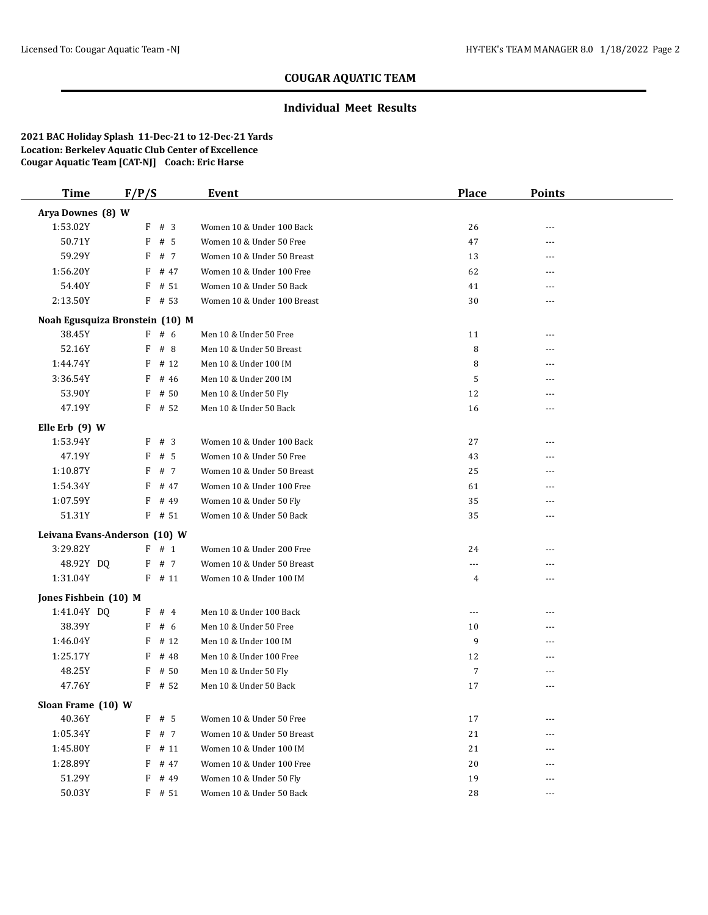## COUGAR AQUATIC TEAM

### Individual Meet Results

**2021 BAC Holiday Splash 11-Dec-21 to 12-Dec-21 Yards**
**Location: Berkeley Aquatic Club Center of Excellence**
**Cougar Aquatic Team [CAT-NJ] Coach: Eric Harse**

| Time | F/P/S | Event | Place | Points |
|---|---|---|---|---|
| **Arya Downes (8) W** | | | | |
| 1:53.02Y | F # 3 | Women 10 & Under 100 Back | 26 | --- |
| 50.71Y | F # 5 | Women 10 & Under 50 Free | 47 | --- |
| 59.29Y | F # 7 | Women 10 & Under 50 Breast | 13 | --- |
| 1:56.20Y | F # 47 | Women 10 & Under 100 Free | 62 | --- |
| 54.40Y | F # 51 | Women 10 & Under 50 Back | 41 | --- |
| 2:13.50Y | F # 53 | Women 10 & Under 100 Breast | 30 | --- |
| **Noah Egusquiza Bronstein (10) M** | | | | |
| 38.45Y | F # 6 | Men 10 & Under 50 Free | 11 | --- |
| 52.16Y | F # 8 | Men 10 & Under 50 Breast | 8 | --- |
| 1:44.74Y | F # 12 | Men 10 & Under 100 IM | 8 | --- |
| 3:36.54Y | F # 46 | Men 10 & Under 200 IM | 5 | --- |
| 53.90Y | F # 50 | Men 10 & Under 50 Fly | 12 | --- |
| 47.19Y | F # 52 | Men 10 & Under 50 Back | 16 | --- |
| **Elle Erb (9) W** | | | | |
| 1:53.94Y | F # 3 | Women 10 & Under 100 Back | 27 | --- |
| 47.19Y | F # 5 | Women 10 & Under 50 Free | 43 | --- |
| 1:10.87Y | F # 7 | Women 10 & Under 50 Breast | 25 | --- |
| 1:54.34Y | F # 47 | Women 10 & Under 100 Free | 61 | --- |
| 1:07.59Y | F # 49 | Women 10 & Under 50 Fly | 35 | --- |
| 51.31Y | F # 51 | Women 10 & Under 50 Back | 35 | --- |
| **Leivana Evans-Anderson (10) W** | | | | |
| 3:29.82Y | F # 1 | Women 10 & Under 200 Free | 24 | --- |
| 48.92Y DQ | F # 7 | Women 10 & Under 50 Breast | --- | --- |
| 1:31.04Y | F # 11 | Women 10 & Under 100 IM | 4 | --- |
| **Jones Fishbein (10) M** | | | | |
| 1:41.04Y DQ | F # 4 | Men 10 & Under 100 Back | --- | --- |
| 38.39Y | F # 6 | Men 10 & Under 50 Free | 10 | --- |
| 1:46.04Y | F # 12 | Men 10 & Under 100 IM | 9 | --- |
| 1:25.17Y | F # 48 | Men 10 & Under 100 Free | 12 | --- |
| 48.25Y | F # 50 | Men 10 & Under 50 Fly | 7 | --- |
| 47.76Y | F # 52 | Men 10 & Under 50 Back | 17 | --- |
| **Sloan Frame (10) W** | | | | |
| 40.36Y | F # 5 | Women 10 & Under 50 Free | 17 | --- |
| 1:05.34Y | F # 7 | Women 10 & Under 50 Breast | 21 | --- |
| 1:45.80Y | F # 11 | Women 10 & Under 100 IM | 21 | --- |
| 1:28.89Y | F # 47 | Women 10 & Under 100 Free | 20 | --- |
| 51.29Y | F # 49 | Women 10 & Under 50 Fly | 19 | --- |
| 50.03Y | F # 51 | Women 10 & Under 50 Back | 28 | --- |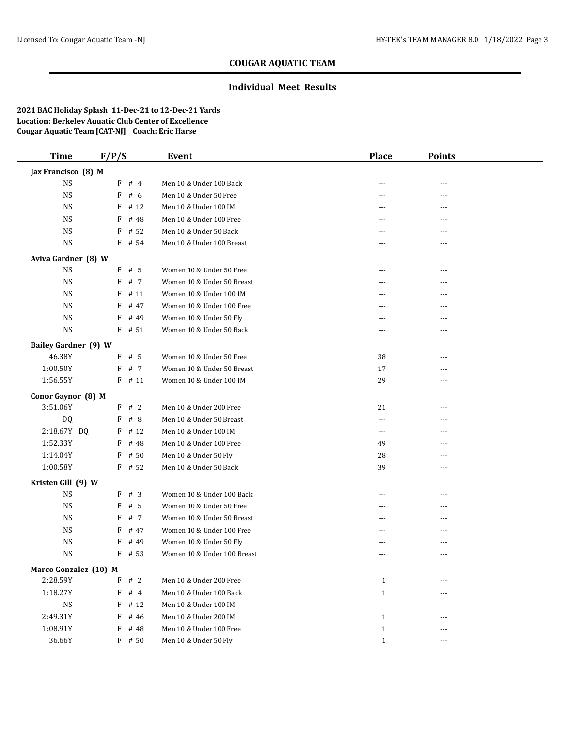## COUGAR AQUATIC TEAM

### Individual Meet Results

**2021 BAC Holiday Splash 11-Dec-21 to 12-Dec-21 Yards**
**Location: Berkeley Aquatic Club Center of Excellence**
**Cougar Aquatic Team [CAT-NJ] Coach: Eric Harse**

| Time | F/P/S | Event | Place | Points |
|---|---|---|---|---|
| **Jax Francisco (8) M** | | | | |
| NS | F # 4 | Men 10 & Under 100 Back | --- | --- |
| NS | F # 6 | Men 10 & Under 50 Free | --- | --- |
| NS | F # 12 | Men 10 & Under 100 IM | --- | --- |
| NS | F # 48 | Men 10 & Under 100 Free | --- | --- |
| NS | F # 52 | Men 10 & Under 50 Back | --- | --- |
| NS | F # 54 | Men 10 & Under 100 Breast | --- | --- |
| **Aviva Gardner (8) W** | | | | |
| NS | F # 5 | Women 10 & Under 50 Free | --- | --- |
| NS | F # 7 | Women 10 & Under 50 Breast | --- | --- |
| NS | F # 11 | Women 10 & Under 100 IM | --- | --- |
| NS | F # 47 | Women 10 & Under 100 Free | --- | --- |
| NS | F # 49 | Women 10 & Under 50 Fly | --- | --- |
| NS | F # 51 | Women 10 & Under 50 Back | --- | --- |
| **Bailey Gardner (9) W** | | | | |
| 46.38Y | F # 5 | Women 10 & Under 50 Free | 38 | --- |
| 1:00.50Y | F # 7 | Women 10 & Under 50 Breast | 17 | --- |
| 1:56.55Y | F # 11 | Women 10 & Under 100 IM | 29 | --- |
| **Conor Gaynor (8) M** | | | | |
| 3:51.06Y | F # 2 | Men 10 & Under 200 Free | 21 | --- |
| DQ | F # 8 | Men 10 & Under 50 Breast | --- | --- |
| 2:18.67Y DQ | F # 12 | Men 10 & Under 100 IM | --- | --- |
| 1:52.33Y | F # 48 | Men 10 & Under 100 Free | 49 | --- |
| 1:14.04Y | F # 50 | Men 10 & Under 50 Fly | 28 | --- |
| 1:00.58Y | F # 52 | Men 10 & Under 50 Back | 39 | --- |
| **Kristen Gill (9) W** | | | | |
| NS | F # 3 | Women 10 & Under 100 Back | --- | --- |
| NS | F # 5 | Women 10 & Under 50 Free | --- | --- |
| NS | F # 7 | Women 10 & Under 50 Breast | --- | --- |
| NS | F # 47 | Women 10 & Under 100 Free | --- | --- |
| NS | F # 49 | Women 10 & Under 50 Fly | --- | --- |
| NS | F # 53 | Women 10 & Under 100 Breast | --- | --- |
| **Marco Gonzalez (10) M** | | | | |
| 2:28.59Y | F # 2 | Men 10 & Under 200 Free | 1 | --- |
| 1:18.27Y | F # 4 | Men 10 & Under 100 Back | 1 | --- |
| NS | F # 12 | Men 10 & Under 100 IM | --- | --- |
| 2:49.31Y | F # 46 | Men 10 & Under 200 IM | 1 | --- |
| 1:08.91Y | F # 48 | Men 10 & Under 100 Free | 1 | --- |
| 36.66Y | F # 50 | Men 10 & Under 50 Fly | 1 | --- |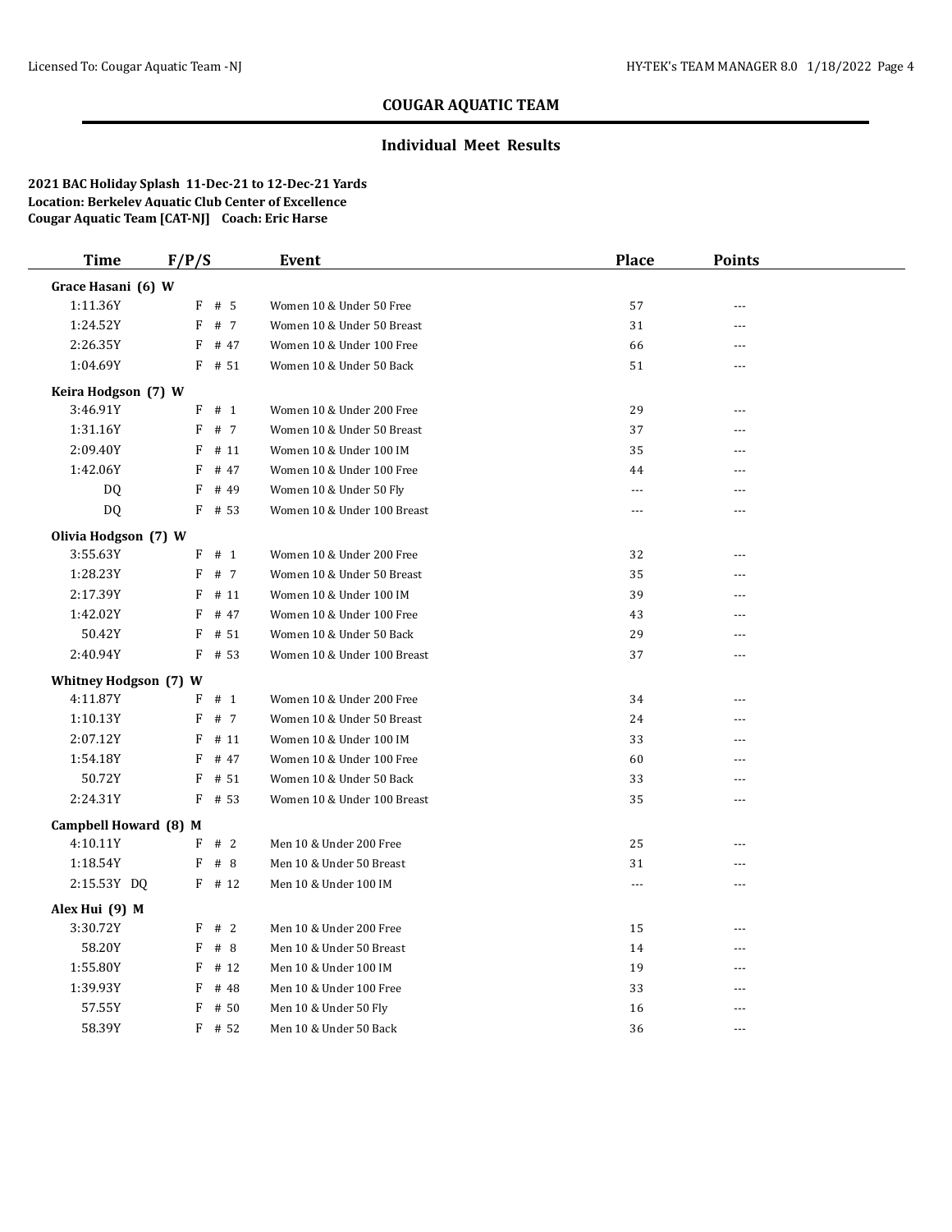## COUGAR AQUATIC TEAM

### Individual Meet Results

**2021 BAC Holiday Splash 11-Dec-21 to 12-Dec-21 Yards**
**Location: Berkeley Aquatic Club Center of Excellence**
**Cougar Aquatic Team [CAT-NJ] Coach: Eric Harse**

| Time | F/P/S | Event | Place | Points |
|---|---|---|---|---|
| **Grace Hasani (6) W** | | | | |
| 1:11.36Y | F # 5 | Women 10 & Under 50 Free | 57 | --- |
| 1:24.52Y | F # 7 | Women 10 & Under 50 Breast | 31 | --- |
| 2:26.35Y | F # 47 | Women 10 & Under 100 Free | 66 | --- |
| 1:04.69Y | F # 51 | Women 10 & Under 50 Back | 51 | --- |
| **Keira Hodgson (7) W** | | | | |
| 3:46.91Y | F # 1 | Women 10 & Under 200 Free | 29 | --- |
| 1:31.16Y | F # 7 | Women 10 & Under 50 Breast | 37 | --- |
| 2:09.40Y | F # 11 | Women 10 & Under 100 IM | 35 | --- |
| 1:42.06Y | F # 47 | Women 10 & Under 100 Free | 44 | --- |
| DQ | F # 49 | Women 10 & Under 50 Fly | --- | --- |
| DQ | F # 53 | Women 10 & Under 100 Breast | --- | --- |
| **Olivia Hodgson (7) W** | | | | |
| 3:55.63Y | F # 1 | Women 10 & Under 200 Free | 32 | --- |
| 1:28.23Y | F # 7 | Women 10 & Under 50 Breast | 35 | --- |
| 2:17.39Y | F # 11 | Women 10 & Under 100 IM | 39 | --- |
| 1:42.02Y | F # 47 | Women 10 & Under 100 Free | 43 | --- |
| 50.42Y | F # 51 | Women 10 & Under 50 Back | 29 | --- |
| 2:40.94Y | F # 53 | Women 10 & Under 100 Breast | 37 | --- |
| **Whitney Hodgson (7) W** | | | | |
| 4:11.87Y | F # 1 | Women 10 & Under 200 Free | 34 | --- |
| 1:10.13Y | F # 7 | Women 10 & Under 50 Breast | 24 | --- |
| 2:07.12Y | F # 11 | Women 10 & Under 100 IM | 33 | --- |
| 1:54.18Y | F # 47 | Women 10 & Under 100 Free | 60 | --- |
| 50.72Y | F # 51 | Women 10 & Under 50 Back | 33 | --- |
| 2:24.31Y | F # 53 | Women 10 & Under 100 Breast | 35 | --- |
| **Campbell Howard (8) M** | | | | |
| 4:10.11Y | F # 2 | Men 10 & Under 200 Free | 25 | --- |
| 1:18.54Y | F # 8 | Men 10 & Under 50 Breast | 31 | --- |
| 2:15.53Y DQ | F # 12 | Men 10 & Under 100 IM | --- | --- |
| **Alex Hui (9) M** | | | | |
| 3:30.72Y | F # 2 | Men 10 & Under 200 Free | 15 | --- |
| 58.20Y | F # 8 | Men 10 & Under 50 Breast | 14 | --- |
| 1:55.80Y | F # 12 | Men 10 & Under 100 IM | 19 | --- |
| 1:39.93Y | F # 48 | Men 10 & Under 100 Free | 33 | --- |
| 57.55Y | F # 50 | Men 10 & Under 50 Fly | 16 | --- |
| 58.39Y | F # 52 | Men 10 & Under 50 Back | 36 | --- |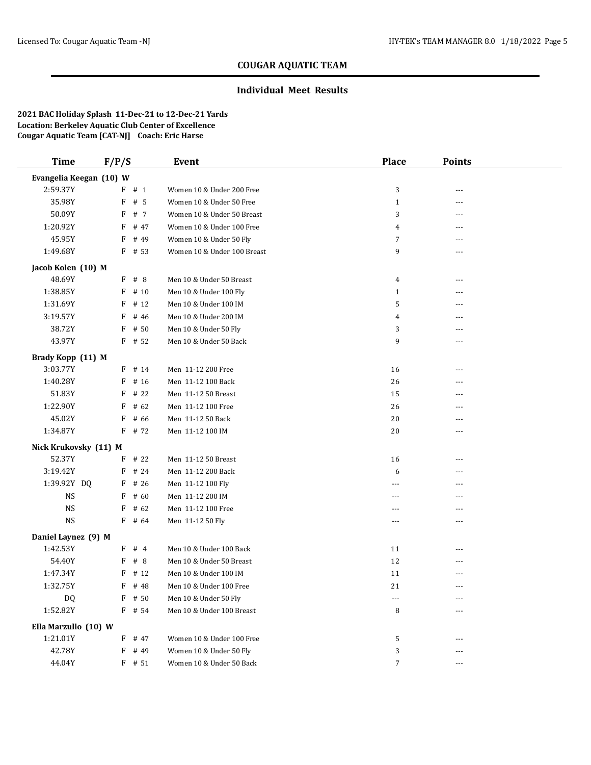# COUGAR AQUATIC TEAM

## Individual Meet Results

**2021 BAC Holiday Splash 11-Dec-21 to 12-Dec-21 Yards**
**Location: Berkeley Aquatic Club Center of Excellence**
**Cougar Aquatic Team [CAT-NJ] Coach: Eric Harse**

| Time | F/P/S | Event | Place | Points |
|---|---|---|---|---|
| **Evangelia Keegan (10) W** | | | | |
| 2:59.37Y | F # 1 | Women 10 & Under 200 Free | 3 | --- |
| 35.98Y | F # 5 | Women 10 & Under 50 Free | 1 | --- |
| 50.09Y | F # 7 | Women 10 & Under 50 Breast | 3 | --- |
| 1:20.92Y | F # 47 | Women 10 & Under 100 Free | 4 | --- |
| 45.95Y | F # 49 | Women 10 & Under 50 Fly | 7 | --- |
| 1:49.68Y | F # 53 | Women 10 & Under 100 Breast | 9 | --- |
| **Jacob Kolen (10) M** | | | | |
| 48.69Y | F # 8 | Men 10 & Under 50 Breast | 4 | --- |
| 1:38.85Y | F # 10 | Men 10 & Under 100 Fly | 1 | --- |
| 1:31.69Y | F # 12 | Men 10 & Under 100 IM | 5 | --- |
| 3:19.57Y | F # 46 | Men 10 & Under 200 IM | 4 | --- |
| 38.72Y | F # 50 | Men 10 & Under 50 Fly | 3 | --- |
| 43.97Y | F # 52 | Men 10 & Under 50 Back | 9 | --- |
| **Brady Kopp (11) M** | | | | |
| 3:03.77Y | F # 14 | Men 11-12 200 Free | 16 | --- |
| 1:40.28Y | F # 16 | Men 11-12 100 Back | 26 | --- |
| 51.83Y | F # 22 | Men 11-12 50 Breast | 15 | --- |
| 1:22.90Y | F # 62 | Men 11-12 100 Free | 26 | --- |
| 45.02Y | F # 66 | Men 11-12 50 Back | 20 | --- |
| 1:34.87Y | F # 72 | Men 11-12 100 IM | 20 | --- |
| **Nick Krukovsky (11) M** | | | | |
| 52.37Y | F # 22 | Men 11-12 50 Breast | 16 | --- |
| 3:19.42Y | F # 24 | Men 11-12 200 Back | 6 | --- |
| 1:39.92Y DQ | F # 26 | Men 11-12 100 Fly | --- | --- |
| NS | F # 60 | Men 11-12 200 IM | --- | --- |
| NS | F # 62 | Men 11-12 100 Free | --- | --- |
| NS | F # 64 | Men 11-12 50 Fly | --- | --- |
| **Daniel Laynez (9) M** | | | | |
| 1:42.53Y | F # 4 | Men 10 & Under 100 Back | 11 | --- |
| 54.40Y | F # 8 | Men 10 & Under 50 Breast | 12 | --- |
| 1:47.34Y | F # 12 | Men 10 & Under 100 IM | 11 | --- |
| 1:32.75Y | F # 48 | Men 10 & Under 100 Free | 21 | --- |
| DQ | F # 50 | Men 10 & Under 50 Fly | --- | --- |
| 1:52.82Y | F # 54 | Men 10 & Under 100 Breast | 8 | --- |
| **Ella Marzullo (10) W** | | | | |
| 1:21.01Y | F # 47 | Women 10 & Under 100 Free | 5 | --- |
| 42.78Y | F # 49 | Women 10 & Under 50 Fly | 3 | --- |
| 44.04Y | F # 51 | Women 10 & Under 50 Back | 7 | --- |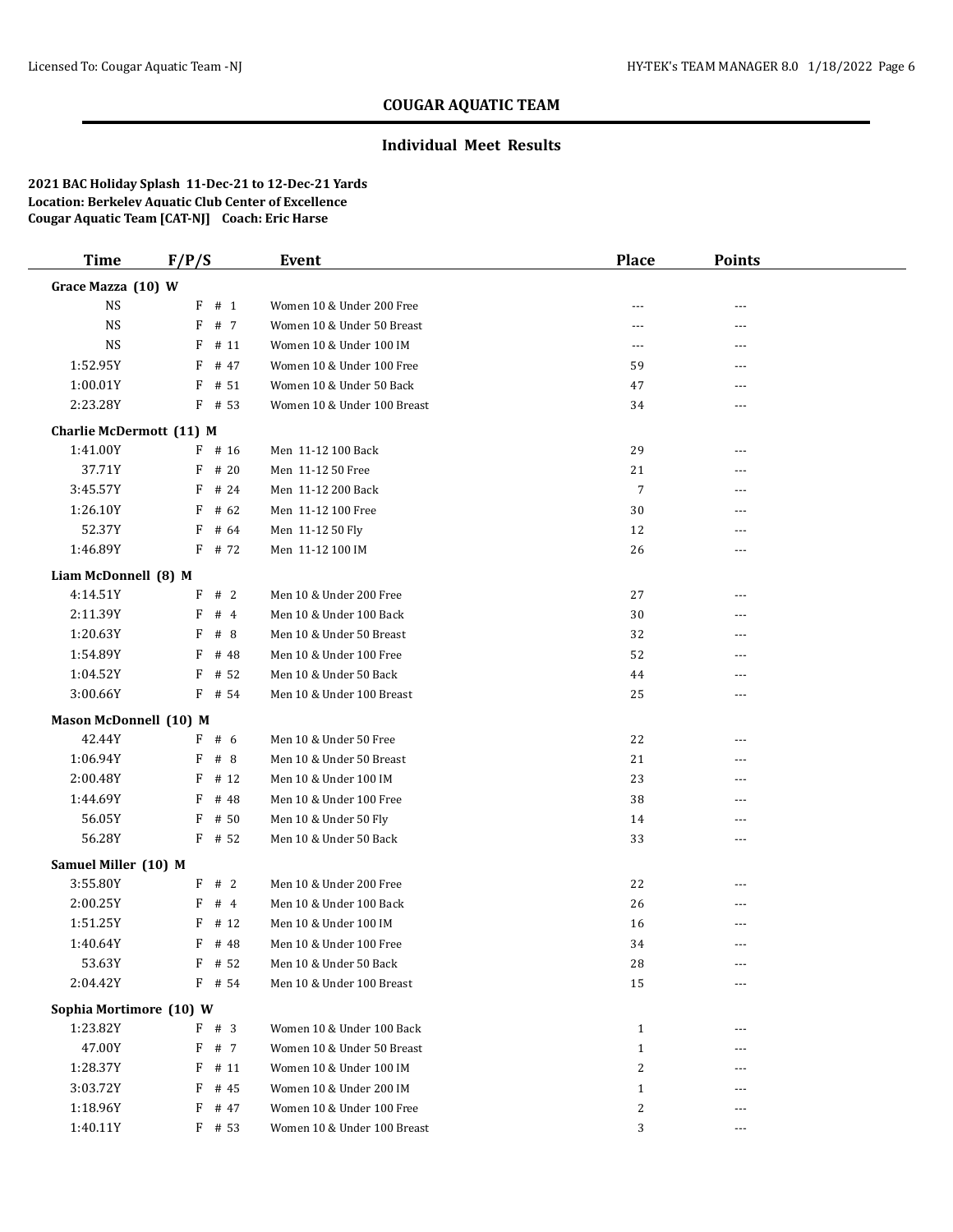## COUGAR AQUATIC TEAM

### Individual Meet Results

**2021 BAC Holiday Splash 11-Dec-21 to 12-Dec-21 Yards**
**Location: Berkeley Aquatic Club Center of Excellence**
**Cougar Aquatic Team [CAT-NJ] Coach: Eric Harse**

| Time | F/P/S | Event | Place | Points |
|---|---|---|---|---|
| **Grace Mazza (10) W** | | | | |
| NS | F # 1 | Women 10 & Under 200 Free | --- | --- |
| NS | F # 7 | Women 10 & Under 50 Breast | --- | --- |
| NS | F # 11 | Women 10 & Under 100 IM | --- | --- |
| 1:52.95Y | F # 47 | Women 10 & Under 100 Free | 59 | --- |
| 1:00.01Y | F # 51 | Women 10 & Under 50 Back | 47 | --- |
| 2:23.28Y | F # 53 | Women 10 & Under 100 Breast | 34 | --- |
| **Charlie McDermott (11) M** | | | | |
| 1:41.00Y | F # 16 | Men 11-12 100 Back | 29 | --- |
| 37.71Y | F # 20 | Men 11-12 50 Free | 21 | --- |
| 3:45.57Y | F # 24 | Men 11-12 200 Back | 7 | --- |
| 1:26.10Y | F # 62 | Men 11-12 100 Free | 30 | --- |
| 52.37Y | F # 64 | Men 11-12 50 Fly | 12 | --- |
| 1:46.89Y | F # 72 | Men 11-12 100 IM | 26 | --- |
| **Liam McDonnell (8) M** | | | | |
| 4:14.51Y | F # 2 | Men 10 & Under 200 Free | 27 | --- |
| 2:11.39Y | F # 4 | Men 10 & Under 100 Back | 30 | --- |
| 1:20.63Y | F # 8 | Men 10 & Under 50 Breast | 32 | --- |
| 1:54.89Y | F # 48 | Men 10 & Under 100 Free | 52 | --- |
| 1:04.52Y | F # 52 | Men 10 & Under 50 Back | 44 | --- |
| 3:00.66Y | F # 54 | Men 10 & Under 100 Breast | 25 | --- |
| **Mason McDonnell (10) M** | | | | |
| 42.44Y | F # 6 | Men 10 & Under 50 Free | 22 | --- |
| 1:06.94Y | F # 8 | Men 10 & Under 50 Breast | 21 | --- |
| 2:00.48Y | F # 12 | Men 10 & Under 100 IM | 23 | --- |
| 1:44.69Y | F # 48 | Men 10 & Under 100 Free | 38 | --- |
| 56.05Y | F # 50 | Men 10 & Under 50 Fly | 14 | --- |
| 56.28Y | F # 52 | Men 10 & Under 50 Back | 33 | --- |
| **Samuel Miller (10) M** | | | | |
| 3:55.80Y | F # 2 | Men 10 & Under 200 Free | 22 | --- |
| 2:00.25Y | F # 4 | Men 10 & Under 100 Back | 26 | --- |
| 1:51.25Y | F # 12 | Men 10 & Under 100 IM | 16 | --- |
| 1:40.64Y | F # 48 | Men 10 & Under 100 Free | 34 | --- |
| 53.63Y | F # 52 | Men 10 & Under 50 Back | 28 | --- |
| 2:04.42Y | F # 54 | Men 10 & Under 100 Breast | 15 | --- |
| **Sophia Mortimore (10) W** | | | | |
| 1:23.82Y | F # 3 | Women 10 & Under 100 Back | 1 | --- |
| 47.00Y | F # 7 | Women 10 & Under 50 Breast | 1 | --- |
| 1:28.37Y | F # 11 | Women 10 & Under 100 IM | 2 | --- |
| 3:03.72Y | F # 45 | Women 10 & Under 200 IM | 1 | --- |
| 1:18.96Y | F # 47 | Women 10 & Under 100 Free | 2 | --- |
| 1:40.11Y | F # 53 | Women 10 & Under 100 Breast | 3 | --- |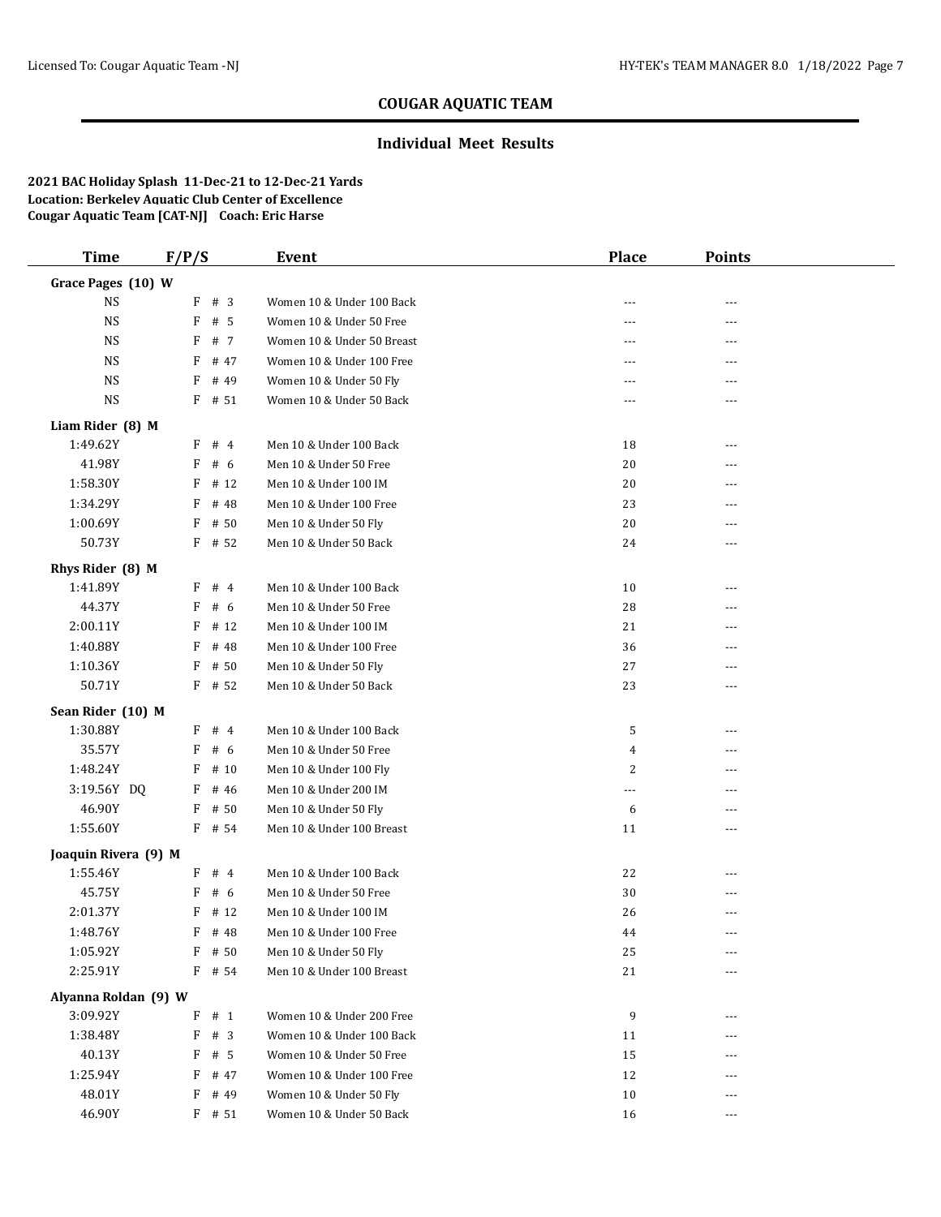## COUGAR AQUATIC TEAM

### Individual Meet Results

**2021 BAC Holiday Splash 11-Dec-21 to 12-Dec-21 Yards**
**Location: Berkeley Aquatic Club Center of Excellence**
**Cougar Aquatic Team [CAT-NJ] Coach: Eric Harse**

| Time | F/P/S | Event | Place | Points |
|---|---|---|---|---|
| **Grace Pages (10) W** | | | | |
| NS | F # 3 | Women 10 & Under 100 Back | --- | --- |
| NS | F # 5 | Women 10 & Under 50 Free | --- | --- |
| NS | F # 7 | Women 10 & Under 50 Breast | --- | --- |
| NS | F # 47 | Women 10 & Under 100 Free | --- | --- |
| NS | F # 49 | Women 10 & Under 50 Fly | --- | --- |
| NS | F # 51 | Women 10 & Under 50 Back | --- | --- |
| **Liam Rider (8) M** | | | | |
| 1:49.62Y | F # 4 | Men 10 & Under 100 Back | 18 | --- |
| 41.98Y | F # 6 | Men 10 & Under 50 Free | 20 | --- |
| 1:58.30Y | F # 12 | Men 10 & Under 100 IM | 20 | --- |
| 1:34.29Y | F # 48 | Men 10 & Under 100 Free | 23 | --- |
| 1:00.69Y | F # 50 | Men 10 & Under 50 Fly | 20 | --- |
| 50.73Y | F # 52 | Men 10 & Under 50 Back | 24 | --- |
| **Rhys Rider (8) M** | | | | |
| 1:41.89Y | F # 4 | Men 10 & Under 100 Back | 10 | --- |
| 44.37Y | F # 6 | Men 10 & Under 50 Free | 28 | --- |
| 2:00.11Y | F # 12 | Men 10 & Under 100 IM | 21 | --- |
| 1:40.88Y | F # 48 | Men 10 & Under 100 Free | 36 | --- |
| 1:10.36Y | F # 50 | Men 10 & Under 50 Fly | 27 | --- |
| 50.71Y | F # 52 | Men 10 & Under 50 Back | 23 | --- |
| **Sean Rider (10) M** | | | | |
| 1:30.88Y | F # 4 | Men 10 & Under 100 Back | 5 | --- |
| 35.57Y | F # 6 | Men 10 & Under 50 Free | 4 | --- |
| 1:48.24Y | F # 10 | Men 10 & Under 100 Fly | 2 | --- |
| 3:19.56Y DQ | F # 46 | Men 10 & Under 200 IM | --- | --- |
| 46.90Y | F # 50 | Men 10 & Under 50 Fly | 6 | --- |
| 1:55.60Y | F # 54 | Men 10 & Under 100 Breast | 11 | --- |
| **Joaquin Rivera (9) M** | | | | |
| 1:55.46Y | F # 4 | Men 10 & Under 100 Back | 22 | --- |
| 45.75Y | F # 6 | Men 10 & Under 50 Free | 30 | --- |
| 2:01.37Y | F # 12 | Men 10 & Under 100 IM | 26 | --- |
| 1:48.76Y | F # 48 | Men 10 & Under 100 Free | 44 | --- |
| 1:05.92Y | F # 50 | Men 10 & Under 50 Fly | 25 | --- |
| 2:25.91Y | F # 54 | Men 10 & Under 100 Breast | 21 | --- |
| **Alyanna Roldan (9) W** | | | | |
| 3:09.92Y | F # 1 | Women 10 & Under 200 Free | 9 | --- |
| 1:38.48Y | F # 3 | Women 10 & Under 100 Back | 11 | --- |
| 40.13Y | F # 5 | Women 10 & Under 50 Free | 15 | --- |
| 1:25.94Y | F # 47 | Women 10 & Under 100 Free | 12 | --- |
| 48.01Y | F # 49 | Women 10 & Under 50 Fly | 10 | --- |
| 46.90Y | F # 51 | Women 10 & Under 50 Back | 16 | --- |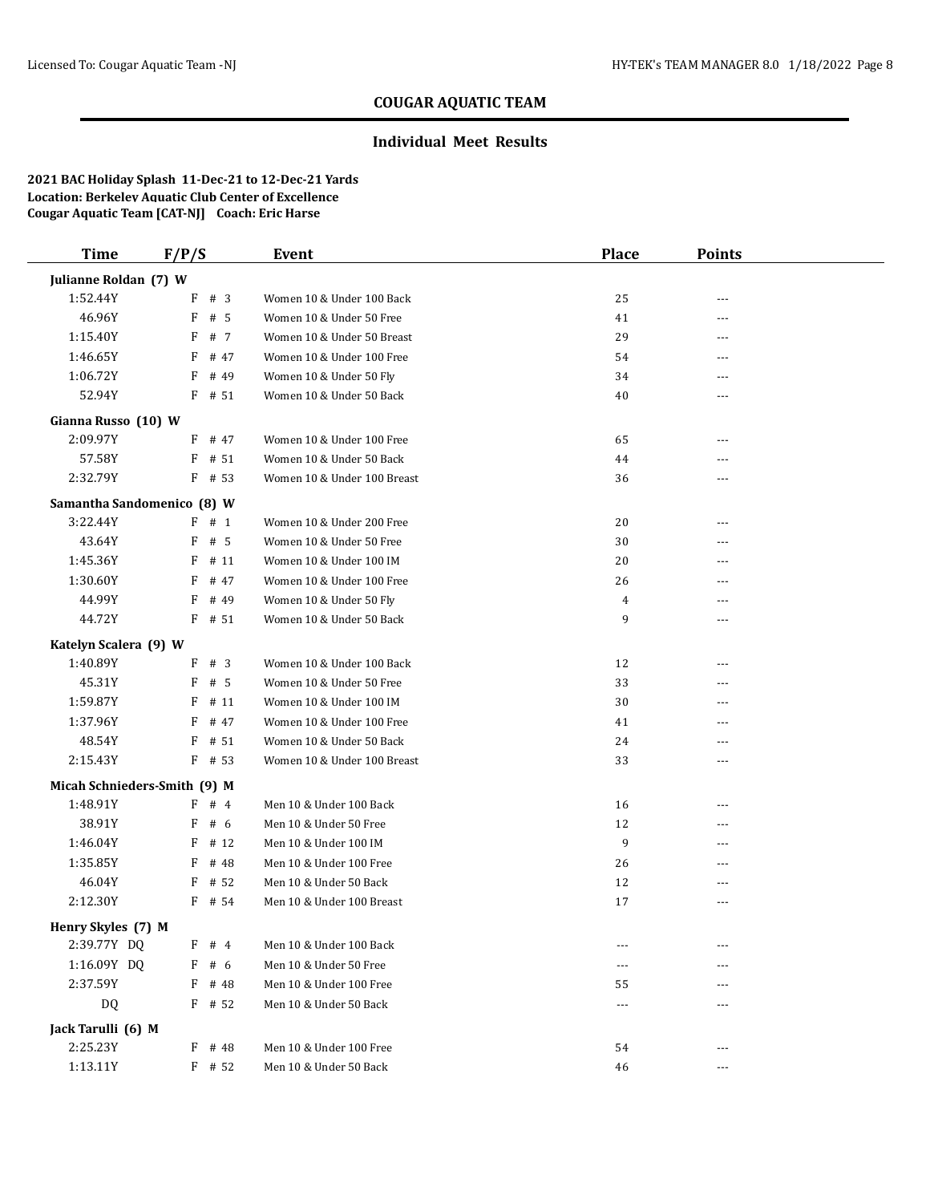## COUGAR AQUATIC TEAM

### Individual Meet Results

**2021 BAC Holiday Splash 11-Dec-21 to 12-Dec-21 Yards**
**Location: Berkeley Aquatic Club Center of Excellence**
**Cougar Aquatic Team [CAT-NJ] Coach: Eric Harse**

| Time | F/P/S | Event | Place | Points |
|---|---|---|---|---|
| **Julianne Roldan (7) W** | | | | |
| 1:52.44Y | F # 3 | Women 10 & Under 100 Back | 25 | --- |
| 46.96Y | F # 5 | Women 10 & Under 50 Free | 41 | --- |
| 1:15.40Y | F # 7 | Women 10 & Under 50 Breast | 29 | --- |
| 1:46.65Y | F # 47 | Women 10 & Under 100 Free | 54 | --- |
| 1:06.72Y | F # 49 | Women 10 & Under 50 Fly | 34 | --- |
| 52.94Y | F # 51 | Women 10 & Under 50 Back | 40 | --- |
| **Gianna Russo (10) W** | | | | |
| 2:09.97Y | F # 47 | Women 10 & Under 100 Free | 65 | --- |
| 57.58Y | F # 51 | Women 10 & Under 50 Back | 44 | --- |
| 2:32.79Y | F # 53 | Women 10 & Under 100 Breast | 36 | --- |
| **Samantha Sandomenico (8) W** | | | | |
| 3:22.44Y | F # 1 | Women 10 & Under 200 Free | 20 | --- |
| 43.64Y | F # 5 | Women 10 & Under 50 Free | 30 | --- |
| 1:45.36Y | F # 11 | Women 10 & Under 100 IM | 20 | --- |
| 1:30.60Y | F # 47 | Women 10 & Under 100 Free | 26 | --- |
| 44.99Y | F # 49 | Women 10 & Under 50 Fly | 4 | --- |
| 44.72Y | F # 51 | Women 10 & Under 50 Back | 9 | --- |
| **Katelyn Scalera (9) W** | | | | |
| 1:40.89Y | F # 3 | Women 10 & Under 100 Back | 12 | --- |
| 45.31Y | F # 5 | Women 10 & Under 50 Free | 33 | --- |
| 1:59.87Y | F # 11 | Women 10 & Under 100 IM | 30 | --- |
| 1:37.96Y | F # 47 | Women 10 & Under 100 Free | 41 | --- |
| 48.54Y | F # 51 | Women 10 & Under 50 Back | 24 | --- |
| 2:15.43Y | F # 53 | Women 10 & Under 100 Breast | 33 | --- |
| **Micah Schnieders-Smith (9) M** | | | | |
| 1:48.91Y | F # 4 | Men 10 & Under 100 Back | 16 | --- |
| 38.91Y | F # 6 | Men 10 & Under 50 Free | 12 | --- |
| 1:46.04Y | F # 12 | Men 10 & Under 100 IM | 9 | --- |
| 1:35.85Y | F # 48 | Men 10 & Under 100 Free | 26 | --- |
| 46.04Y | F # 52 | Men 10 & Under 50 Back | 12 | --- |
| 2:12.30Y | F # 54 | Men 10 & Under 100 Breast | 17 | --- |
| **Henry Skyles (7) M** | | | | |
| 2:39.77Y DQ | F # 4 | Men 10 & Under 100 Back | --- | --- |
| 1:16.09Y DQ | F # 6 | Men 10 & Under 50 Free | --- | --- |
| 2:37.59Y | F # 48 | Men 10 & Under 100 Free | 55 | --- |
| DQ | F # 52 | Men 10 & Under 50 Back | --- | --- |
| **Jack Tarulli (6) M** | | | | |
| 2:25.23Y | F # 48 | Men 10 & Under 100 Free | 54 | --- |
| 1:13.11Y | F # 52 | Men 10 & Under 50 Back | 46 | --- |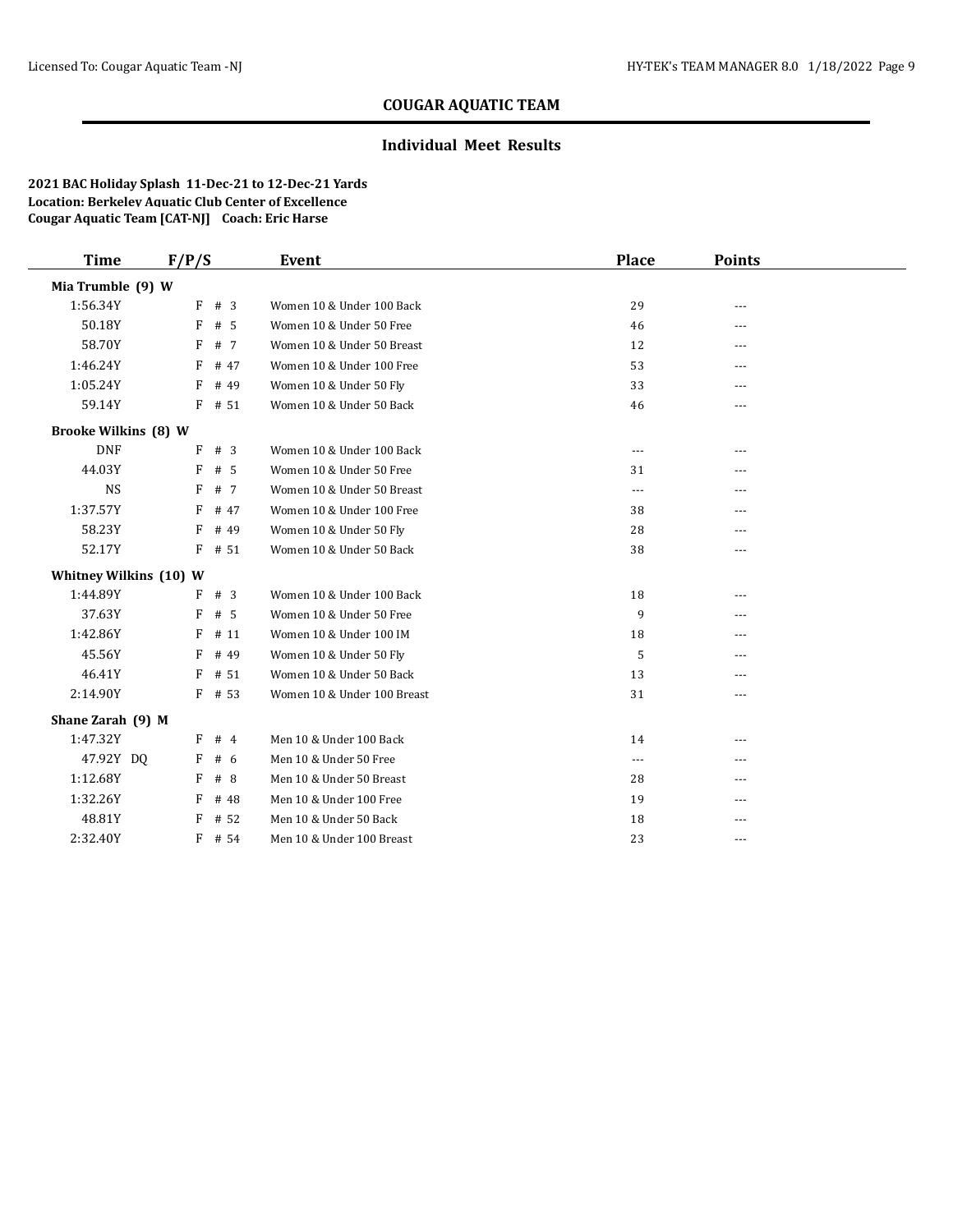# COUGAR AQUATIC TEAM

## Individual Meet Results

**2021 BAC Holiday Splash 11-Dec-21 to 12-Dec-21 Yards**
**Location: Berkeley Aquatic Club Center of Excellence**
**Cougar Aquatic Team [CAT-NJ] Coach: Eric Harse**

| Time | F/P/S | Event | Place | Points |
|---|---|---|---|---|
| **Mia Trumble (9) W** | | | | |
| 1:56.34Y | F # 3 | Women 10 & Under 100 Back | 29 | --- |
| 50.18Y | F # 5 | Women 10 & Under 50 Free | 46 | --- |
| 58.70Y | F # 7 | Women 10 & Under 50 Breast | 12 | --- |
| 1:46.24Y | F # 47 | Women 10 & Under 100 Free | 53 | --- |
| 1:05.24Y | F # 49 | Women 10 & Under 50 Fly | 33 | --- |
| 59.14Y | F # 51 | Women 10 & Under 50 Back | 46 | --- |
| **Brooke Wilkins (8) W** | | | | |
| DNF | F # 3 | Women 10 & Under 100 Back | --- | --- |
| 44.03Y | F # 5 | Women 10 & Under 50 Free | 31 | --- |
| NS | F # 7 | Women 10 & Under 50 Breast | --- | --- |
| 1:37.57Y | F # 47 | Women 10 & Under 100 Free | 38 | --- |
| 58.23Y | F # 49 | Women 10 & Under 50 Fly | 28 | --- |
| 52.17Y | F # 51 | Women 10 & Under 50 Back | 38 | --- |
| **Whitney Wilkins (10) W** | | | | |
| 1:44.89Y | F # 3 | Women 10 & Under 100 Back | 18 | --- |
| 37.63Y | F # 5 | Women 10 & Under 50 Free | 9 | --- |
| 1:42.86Y | F # 11 | Women 10 & Under 100 IM | 18 | --- |
| 45.56Y | F # 49 | Women 10 & Under 50 Fly | 5 | --- |
| 46.41Y | F # 51 | Women 10 & Under 50 Back | 13 | --- |
| 2:14.90Y | F # 53 | Women 10 & Under 100 Breast | 31 | --- |
| **Shane Zarah (9) M** | | | | |
| 1:47.32Y | F # 4 | Men 10 & Under 100 Back | 14 | --- |
| 47.92Y DQ | F # 6 | Men 10 & Under 50 Free | --- | --- |
| 1:12.68Y | F # 8 | Men 10 & Under 50 Breast | 28 | --- |
| 1:32.26Y | F # 48 | Men 10 & Under 100 Free | 19 | --- |
| 48.81Y | F # 52 | Men 10 & Under 50 Back | 18 | --- |
| 2:32.40Y | F # 54 | Men 10 & Under 100 Breast | 23 | --- |